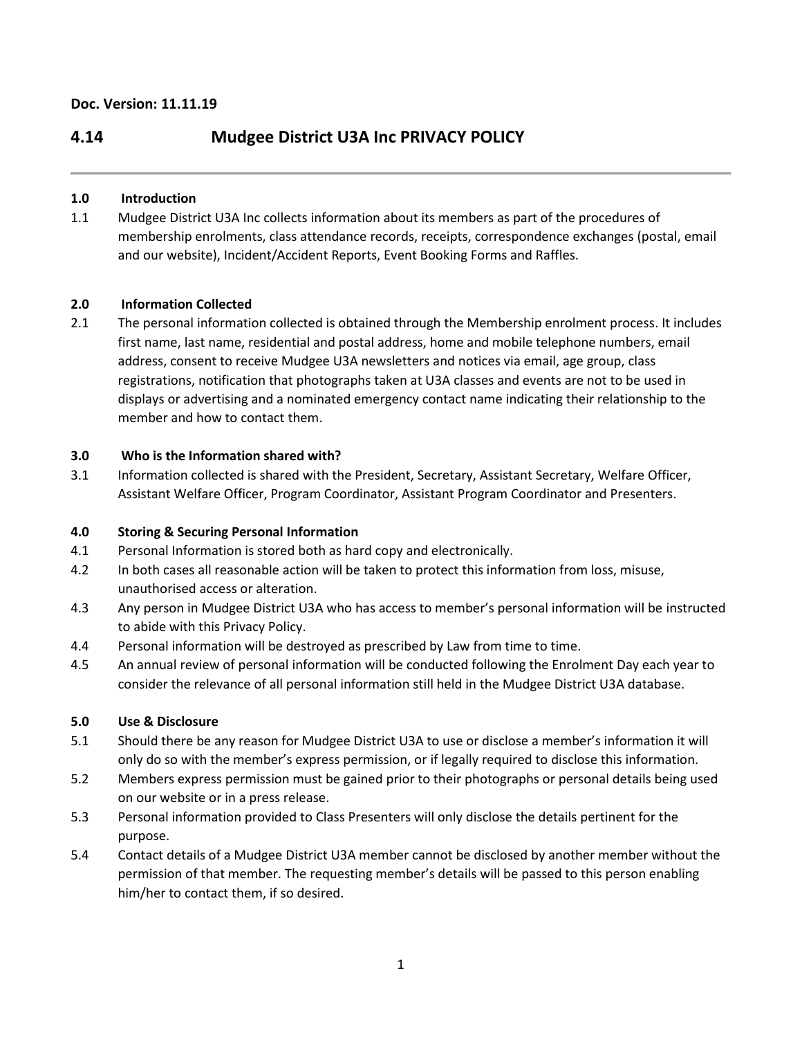**Doc. Version: 11.11.19**

# 4.14 Mudgee District U3A Inc PRIVACY POLICY

---

## 1.0 Introduction

1.1 Mudgee District U3A Inc collects information about its members as part of the procedures of membership enrolments, class attendance records, receipts, correspondence exchanges (postal, email and our website), Incident/Accident Reports, Event Booking Forms and Raffles.

## 2.0 Information Collected

2.1 The personal information collected is obtained through the Membership enrolment process. It includes first name, last name, residential and postal address, home and mobile telephone numbers, email address, consent to receive Mudgee U3A newsletters and notices via email, age group, class registrations, notification that photographs taken at U3A classes and events are not to be used in displays or advertising and a nominated emergency contact name indicating their relationship to the member and how to contact them.

## 3.0 Who is the Information shared with?

3.1 Information collected is shared with the President, Secretary, Assistant Secretary, Welfare Officer, Assistant Welfare Officer, Program Coordinator, Assistant Program Coordinator and Presenters.

## 4.0 Storing & Securing Personal Information

4.1 Personal Information is stored both as hard copy and electronically.

4.2 In both cases all reasonable action will be taken to protect this information from loss, misuse, unauthorised access or alteration.

4.3 Any person in Mudgee District U3A who has access to member's personal information will be instructed to abide with this Privacy Policy.

4.4 Personal information will be destroyed as prescribed by Law from time to time.

4.5 An annual review of personal information will be conducted following the Enrolment Day each year to consider the relevance of all personal information still held in the Mudgee District U3A database.

## 5.0 Use & Disclosure

5.1 Should there be any reason for Mudgee District U3A to use or disclose a member's information it will only do so with the member's express permission, or if legally required to disclose this information.

5.2 Members express permission must be gained prior to their photographs or personal details being used on our website or in a press release.

5.3 Personal information provided to Class Presenters will only disclose the details pertinent for the purpose.

5.4 Contact details of a Mudgee District U3A member cannot be disclosed by another member without the permission of that member. The requesting member's details will be passed to this person enabling him/her to contact them, if so desired.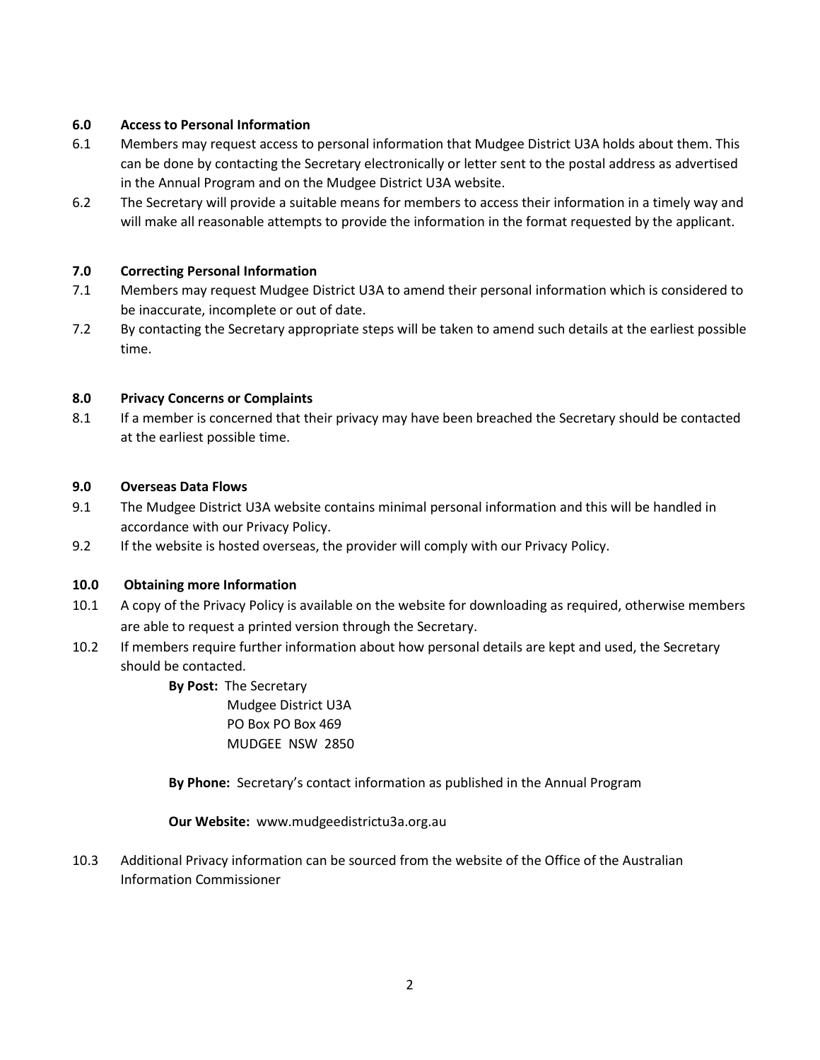### 6.0 Access to Personal Information

6.1 Members may request access to personal information that Mudgee District U3A holds about them. This can be done by contacting the Secretary electronically or letter sent to the postal address as advertised in the Annual Program and on the Mudgee District U3A website.

6.2 The Secretary will provide a suitable means for members to access their information in a timely way and will make all reasonable attempts to provide the information in the format requested by the applicant.

### 7.0 Correcting Personal Information

7.1 Members may request Mudgee District U3A to amend their personal information which is considered to be inaccurate, incomplete or out of date.

7.2 By contacting the Secretary appropriate steps will be taken to amend such details at the earliest possible time.

### 8.0 Privacy Concerns or Complaints

8.1 If a member is concerned that their privacy may have been breached the Secretary should be contacted at the earliest possible time.

### 9.0 Overseas Data Flows

9.1 The Mudgee District U3A website contains minimal personal information and this will be handled in accordance with our Privacy Policy.

9.2 If the website is hosted overseas, the provider will comply with our Privacy Policy.

### 10.0 Obtaining more Information

10.1 A copy of the Privacy Policy is available on the website for downloading as required, otherwise members are able to request a printed version through the Secretary.

10.2 If members require further information about how personal details are kept and used, the Secretary should be contacted.

**By Post:** The Secretary
Mudgee District U3A
PO Box PO Box 469
MUDGEE NSW 2850

**By Phone:** Secretary's contact information as published in the Annual Program

**Our Website:** www.mudgeedistrictu3a.org.au

10.3 Additional Privacy information can be sourced from the website of the Office of the Australian Information Commissioner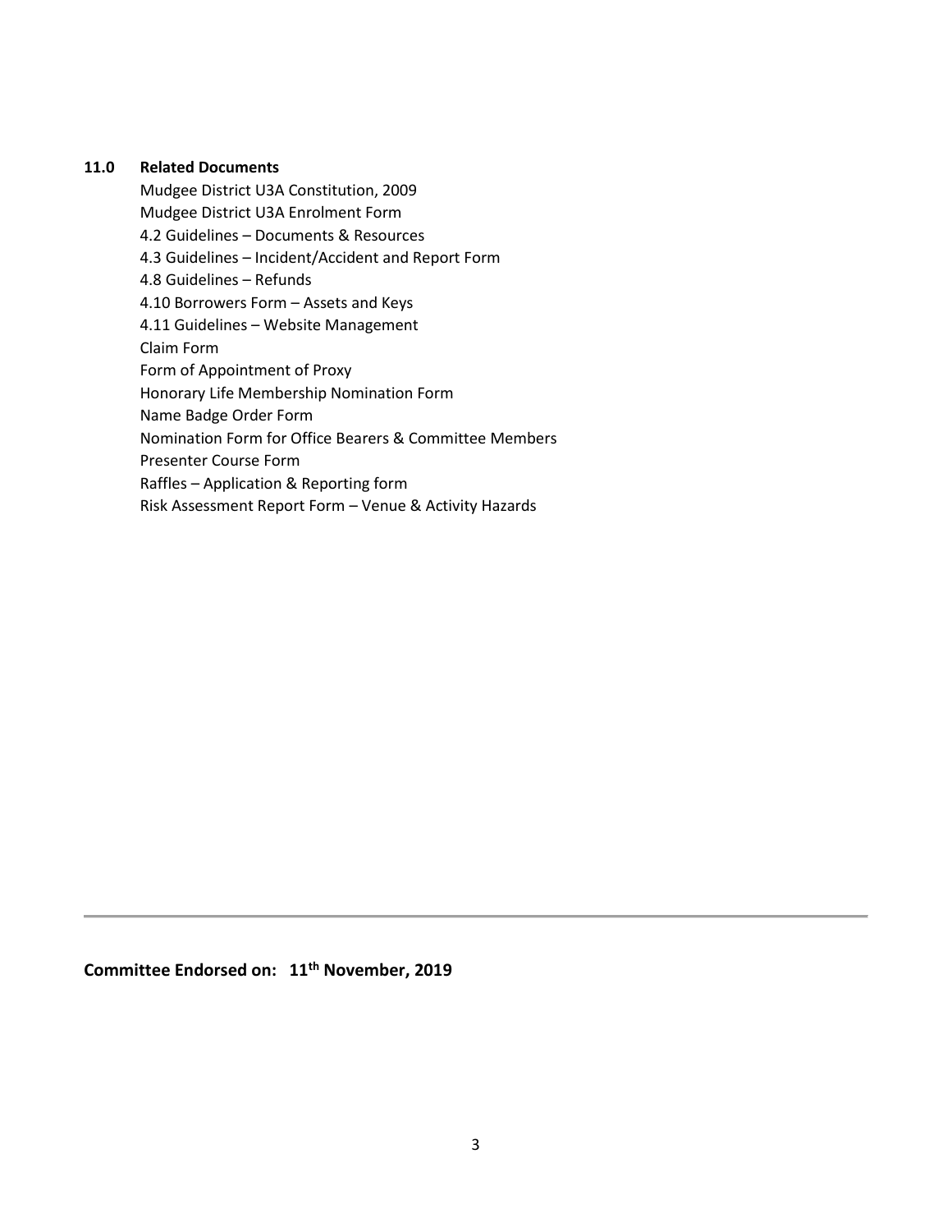## 11.0 Related Documents

Mudgee District U3A Constitution, 2009
Mudgee District U3A Enrolment Form
4.2 Guidelines – Documents & Resources
4.3 Guidelines – Incident/Accident and Report Form
4.8 Guidelines – Refunds
4.10 Borrowers Form – Assets and Keys
4.11 Guidelines – Website Management
Claim Form
Form of Appointment of Proxy
Honorary Life Membership Nomination Form
Name Badge Order Form
Nomination Form for Office Bearers & Committee Members
Presenter Course Form
Raffles – Application & Reporting form
Risk Assessment Report Form – Venue & Activity Hazards

---

**Committee Endorsed on: 11th November, 2019**